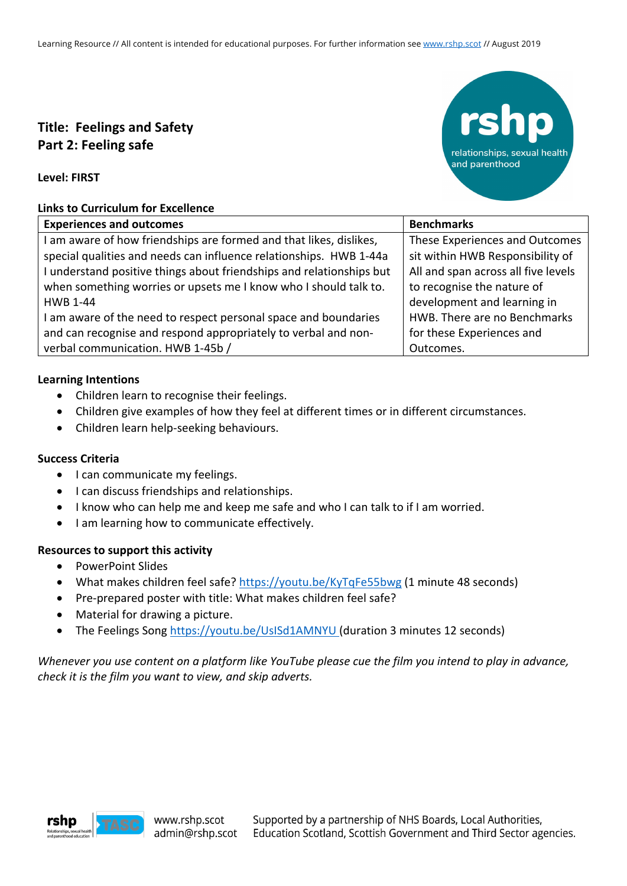# Title: Feelings and Safety
## Part 2: Feeling safe

**Level: FIRST**

**Links to Curriculum for Excellence**

| Experiences and outcomes | Benchmarks |
|---|---|
| I am aware of how friendships are formed and that likes, dislikes, special qualities and needs can influence relationships. HWB 1-44a<br>I understand positive things about friendships and relationships but when something worries or upsets me I know who I should talk to. HWB 1-44<br>I am aware of the need to respect personal space and boundaries and can recognise and respond appropriately to verbal and non-verbal communication. HWB 1-45b / | These Experiences and Outcomes sit within HWB Responsibility of All and span across all five levels to recognise the nature of development and learning in HWB. There are no Benchmarks for these Experiences and Outcomes. |

**Learning Intentions**

- Children learn to recognise their feelings.
- Children give examples of how they feel at different times or in different circumstances.
- Children learn help-seeking behaviours.

**Success Criteria**

- I can communicate my feelings.
- I can discuss friendships and relationships.
- I know who can help me and keep me safe and who I can talk to if I am worried.
- I am learning how to communicate effectively.

**Resources to support this activity**

- PowerPoint Slides
- What makes children feel safe? https://youtu.be/KyTqFe55bwg (1 minute 48 seconds)
- Pre-prepared poster with title: What makes children feel safe?
- Material for drawing a picture.
- The Feelings Song https://youtu.be/UsISd1AMNYU (duration 3 minutes 12 seconds)

*Whenever you use content on a platform like YouTube please cue the film you intend to play in advance, check it is the film you want to view, and skip adverts.*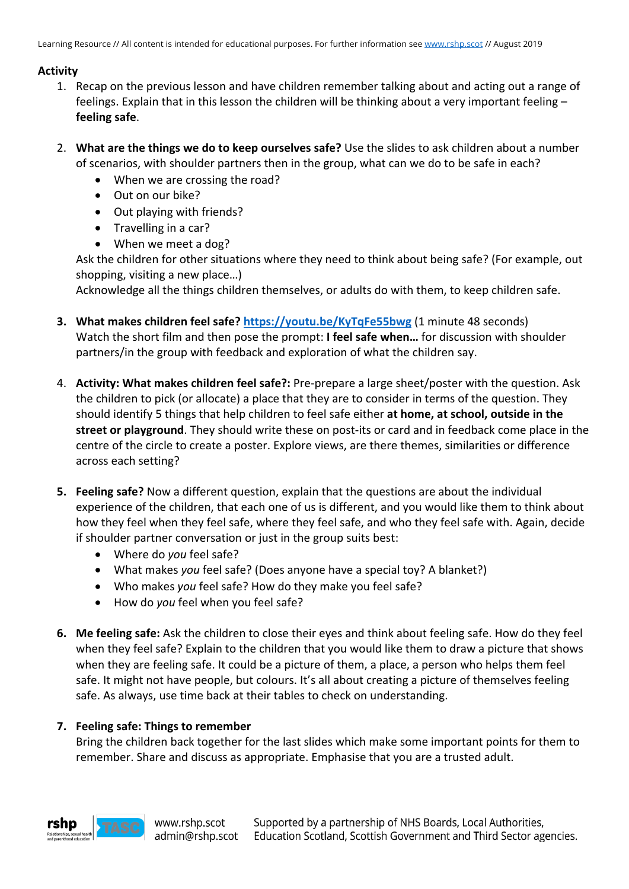**Activity**

1. Recap on the previous lesson and have children remember talking about and acting out a range of feelings. Explain that in this lesson the children will be thinking about a very important feeling – **feeling safe**.

2. **What are the things we do to keep ourselves safe?** Use the slides to ask children about a number of scenarios, with shoulder partners then in the group, what can we do to be safe in each?
   - When we are crossing the road?
   - Out on our bike?
   - Out playing with friends?
   - Travelling in a car?
   - When we meet a dog?

   Ask the children for other situations where they need to think about being safe? (For example, out shopping, visiting a new place…)
   Acknowledge all the things children themselves, or adults do with them, to keep children safe.

3. **What makes children feel safe?** [https://youtu.be/KyTqFe55bwg](https://youtu.be/KyTqFe55bwg) (1 minute 48 seconds)
   Watch the short film and then pose the prompt: **I feel safe when…** for discussion with shoulder partners/in the group with feedback and exploration of what the children say.

4. **Activity: What makes children feel safe?:** Pre-prepare a large sheet/poster with the question. Ask the children to pick (or allocate) a place that they are to consider in terms of the question. They should identify 5 things that help children to feel safe either **at home, at school, outside in the street or playground**. They should write these on post-its or card and in feedback come place in the centre of the circle to create a poster. Explore views, are there themes, similarities or difference across each setting?

5. **Feeling safe?** Now a different question, explain that the questions are about the individual experience of the children, that each one of us is different, and you would like them to think about how they feel when they feel safe, where they feel safe, and who they feel safe with. Again, decide if shoulder partner conversation or just in the group suits best:
   - Where do *you* feel safe?
   - What makes *you* feel safe? (Does anyone have a special toy? A blanket?)
   - Who makes *you* feel safe? How do they make you feel safe?
   - How do *you* feel when you feel safe?

6. **Me feeling safe:** Ask the children to close their eyes and think about feeling safe. How do they feel when they feel safe? Explain to the children that you would like them to draw a picture that shows when they are feeling safe. It could be a picture of them, a place, a person who helps them feel safe. It might not have people, but colours. It's all about creating a picture of themselves feeling safe. As always, use time back at their tables to check on understanding.

7. **Feeling safe: Things to remember**
   Bring the children back together for the last slides which make some important points for them to remember. Share and discuss as appropriate. Emphasise that you are a trusted adult.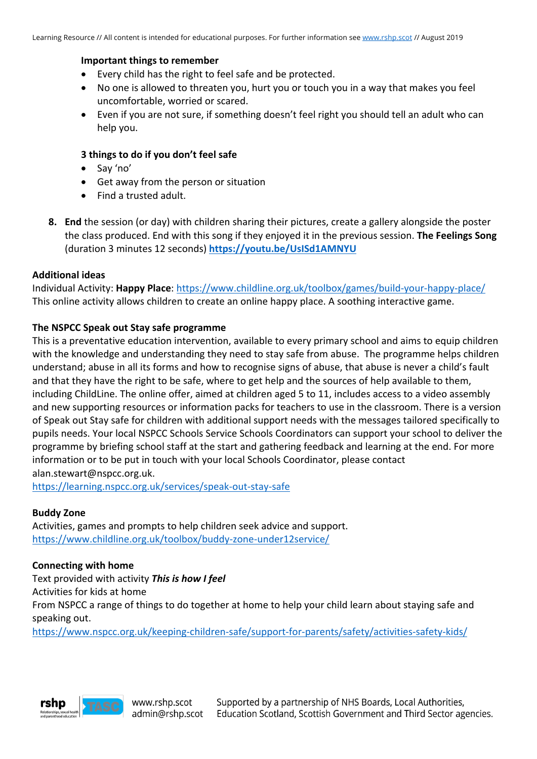**Important things to remember**

- Every child has the right to feel safe and be protected.
- No one is allowed to threaten you, hurt you or touch you in a way that makes you feel uncomfortable, worried or scared.
- Even if you are not sure, if something doesn't feel right you should tell an adult who can help you.

**3 things to do if you don't feel safe**

- Say 'no'
- Get away from the person or situation
- Find a trusted adult.

8. **End** the session (or day) with children sharing their pictures, create a gallery alongside the poster the class produced. End with this song if they enjoyed it in the previous session. **The Feelings Song** (duration 3 minutes 12 seconds) **https://youtu.be/UsISd1AMNYU**

### Additional ideas

Individual Activity: **Happy Place**: https://www.childline.org.uk/toolbox/games/build-your-happy-place/
This online activity allows children to create an online happy place. A soothing interactive game.

### The NSPCC Speak out Stay safe programme

This is a preventative education intervention, available to every primary school and aims to equip children with the knowledge and understanding they need to stay safe from abuse. The programme helps children understand; abuse in all its forms and how to recognise signs of abuse, that abuse is never a child's fault and that they have the right to be safe, where to get help and the sources of help available to them, including ChildLine. The online offer, aimed at children aged 5 to 11, includes access to a video assembly and new supporting resources or information packs for teachers to use in the classroom. There is a version of Speak out Stay safe for children with additional support needs with the messages tailored specifically to pupils needs. Your local NSPCC Schools Service Schools Coordinators can support your school to deliver the programme by briefing school staff at the start and gathering feedback and learning at the end. For more information or to be put in touch with your local Schools Coordinator, please contact alan.stewart@nspcc.org.uk.
https://learning.nspcc.org.uk/services/speak-out-stay-safe

### Buddy Zone

Activities, games and prompts to help children seek advice and support.
https://www.childline.org.uk/toolbox/buddy-zone-under12service/

### Connecting with home

Text provided with activity ***This is how I feel***
Activities for kids at home
From NSPCC a range of things to do together at home to help your child learn about staying safe and speaking out.
https://www.nspcc.org.uk/keeping-children-safe/support-for-parents/safety/activities-safety-kids/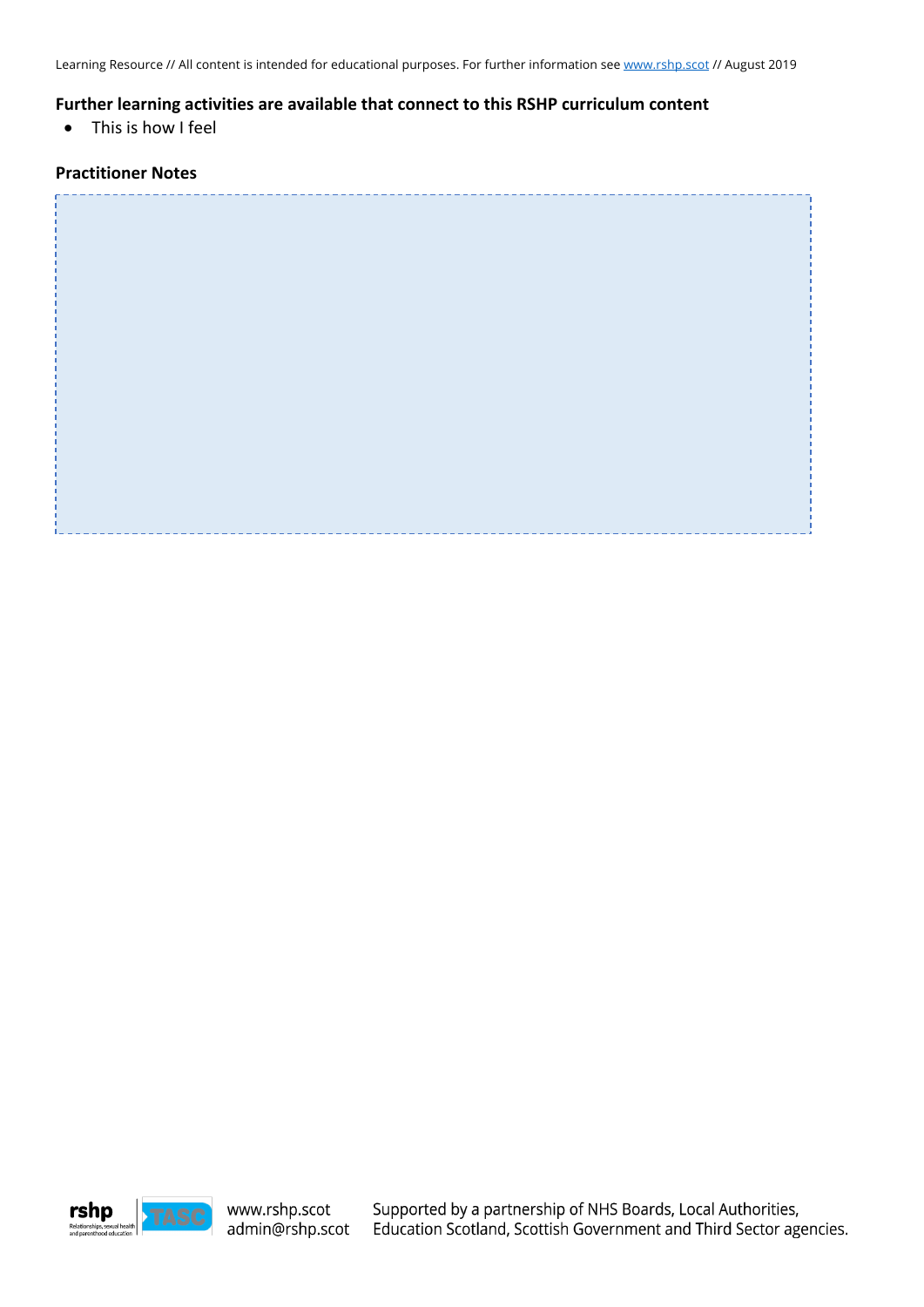**Further learning activities are available that connect to this RSHP curriculum content**

- This is how I feel

**Practitioner Notes**